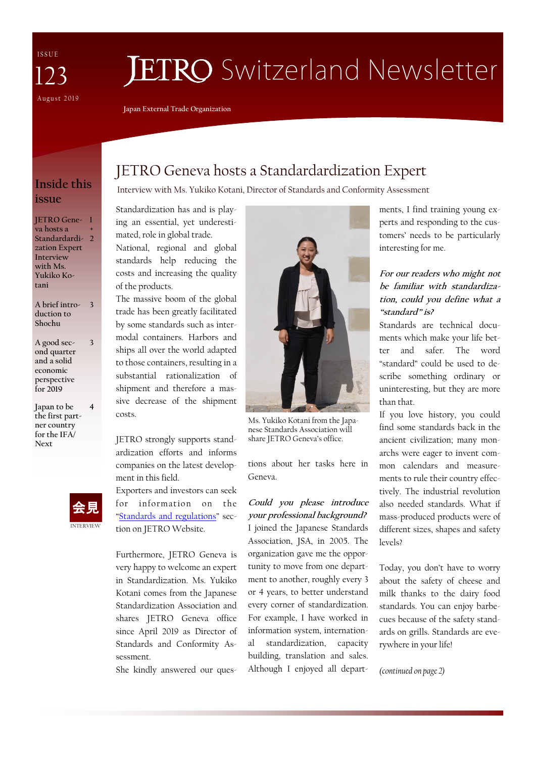ISSUE 123

August 2019

# JETRO Switzerland Newsletter

Japan External Trade Organization

## Inside this issue

| | |
|---|---|
| JETRO Geneva hosts a Standardardization Expert Interview with Ms. Yukiko Kotani | 1 + 2 |
| A brief introduction to Shochu | 3 |
| A good second quarter and a solid economic perspective for 2019 | 3 |
| Japan to be the first partner country for the IFA/Next | 4 |

会見

INTERVIEW

## JETRO Geneva hosts a Standardardization Expert

Interview with Ms. Yukiko Kotani, Director of Standards and Conformity Assessment

Standardization has and is playing an essential, yet underestimated, role in global trade.

National, regional and global standards help reducing the costs and increasing the quality of the products.

The massive boom of the global trade has been greatly facilitated by some standards such as intermodal containers. Harbors and ships all over the world adapted to those containers, resulting in a substantial rationalization of shipment and therefore a massive decrease of the shipment costs.

JETRO strongly supports standardization efforts and informs companies on the latest development in this field.

Exporters and investors can seek for information on the "Standards and regulations" section on JETRO Website.

Furthermore, JETRO Geneva is very happy to welcome an expert in Standardization. Ms. Yukiko Kotani comes from the Japanese Standardization Association and shares JETRO Geneva office since April 2019 as Director of Standards and Conformity Assessment.

She kindly answered our questions about her tasks here in Geneva.

Ms. Yukiko Kotani from the Japanese Standards Association will share JETRO Geneva's office.

***Could you please introduce your professional background?***

I joined the Japanese Standards Association, JSA, in 2005. The organization gave me the opportunity to move from one department to another, roughly every 3 or 4 years, to better understand every corner of standardization. For example, I have worked in information system, international standardization, capacity building, translation and sales. Although I enjoyed all departments, I find training young experts and responding to the customers' needs to be particularly interesting for me.

***For our readers who might not be familiar with standardization, could you define what a "standard" is?***

Standards are technical documents which make your life better and safer. The word "standard" could be used to describe something ordinary or uninteresting, but they are more than that.

If you love history, you could find some standards back in the ancient civilization; many monarchs were eager to invent common calendars and measurements to rule their country effectively. The industrial revolution also needed standards. What if mass-produced products were of different sizes, shapes and safety levels?

Today, you don't have to worry about the safety of cheese and milk thanks to the dairy food standards. You can enjoy barbecues because of the safety standards on grills. Standards are everywhere in your life!

*(continued on page 2)*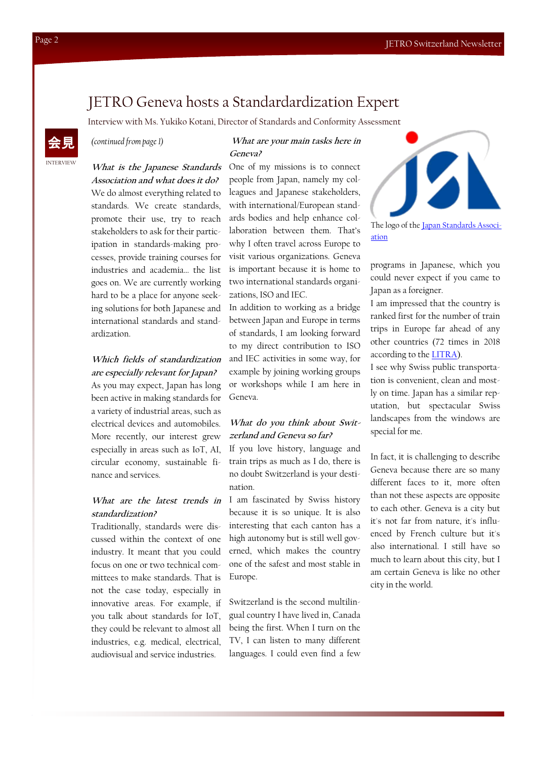# JETRO Geneva hosts a Standardardization Expert

Interview with Ms. Yukiko Kotani, Director of Standards and Conformity Assessment

会見

INTERVIEW

*(continued from page 1)*

***What is the Japanese Standards Association and what does it do?***

We do almost everything related to standards. We create standards, promote their use, try to reach stakeholders to ask for their participation in standards-making processes, provide training courses for industries and academia… the list goes on. We are currently working hard to be a place for anyone seeking solutions for both Japanese and international standards and standardization.

***Which fields of standardization are especially relevant for Japan?***

As you may expect, Japan has long been active in making standards for a variety of industrial areas, such as electrical devices and automobiles. More recently, our interest grew especially in areas such as IoT, AI, circular economy, sustainable finance and services.

***What are the latest trends in standardization?***

Traditionally, standards were discussed within the context of one industry. It meant that you could focus on one or two technical committees to make standards. That is not the case today, especially in innovative areas. For example, if you talk about standards for IoT, they could be relevant to almost all industries, e.g. medical, electrical, audiovisual and service industries.

***What are your main tasks here in Geneva?***

One of my missions is to connect people from Japan, namely my colleagues and Japanese stakeholders, with international/European standards bodies and help enhance collaboration between them. That's why I often travel across Europe to visit various organizations. Geneva is important because it is home to two international standards organizations, ISO and IEC.

In addition to working as a bridge between Japan and Europe in terms of standards, I am looking forward to my direct contribution to ISO and IEC activities in some way, for example by joining working groups or workshops while I am here in Geneva.

***What do you think about Switzerland and Geneva so far?***

If you love history, language and train trips as much as I do, there is no doubt Switzerland is your destination.

I am fascinated by Swiss history because it is so unique. It is also interesting that each canton has a high autonomy but is still well governed, which makes the country one of the safest and most stable in Europe.

Switzerland is the second multilingual country I have lived in, Canada being the first. When I turn on the TV, I can listen to many different languages. I could even find a few programs in Japanese, which you could never expect if you came to Japan as a foreigner.

The logo of the Japan Standards Association

I am impressed that the country is ranked first for the number of train trips in Europe far ahead of any other countries (72 times in 2018 according to the LITRA).

I see why Swiss public transportation is convenient, clean and mostly on time. Japan has a similar reputation, but spectacular Swiss landscapes from the windows are special for me.

In fact, it is challenging to describe Geneva because there are so many different faces to it, more often than not these aspects are opposite to each other. Geneva is a city but it's not far from nature, it's influenced by French culture but it's also international. I still have so much to learn about this city, but I am certain Geneva is like no other city in the world.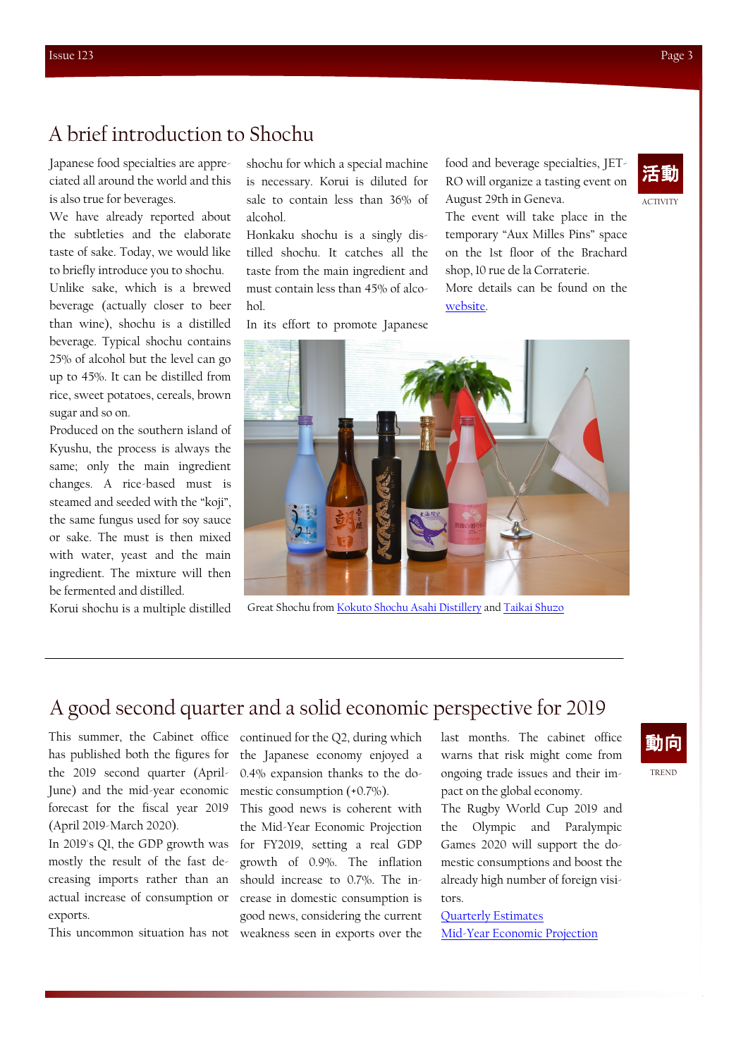## A brief introduction to Shochu

活動

ACTIVITY

Japanese food specialties are appreciated all around the world and this is also true for beverages.

We have already reported about the subtleties and the elaborate taste of sake. Today, we would like to briefly introduce you to shochu.

Unlike sake, which is a brewed beverage (actually closer to beer than wine), shochu is a distilled beverage. Typical shochu contains 25% of alcohol but the level can go up to 45%. It can be distilled from rice, sweet potatoes, cereals, brown sugar and so on.

Produced on the southern island of Kyushu, the process is always the same; only the main ingredient changes. A rice-based must is steamed and seeded with the "koji", the same fungus used for soy sauce or sake. The must is then mixed with water, yeast and the main ingredient. The mixture will then be fermented and distilled.

Korui shochu is a multiple distilled shochu for which a special machine is necessary. Korui is diluted for sale to contain less than 36% of alcohol.

Honkaku shochu is a singly distilled shochu. It catches all the taste from the main ingredient and must contain less than 45% of alcohol.

In its effort to promote Japanese food and beverage specialties, JETRO will organize a tasting event on August 29th in Geneva.

The event will take place in the temporary "Aux Milles Pins" space on the 1st floor of the Brachard shop, 10 rue de la Corraterie.

More details can be found on the website.

Great Shochu from Kokuto Shochu Asahi Distillery and Taikai Shuzo

## A good second quarter and a solid economic perspective for 2019

動向

TREND

This summer, the Cabinet office has published both the figures for the 2019 second quarter (April-June) and the mid-year economic forecast for the fiscal year 2019 (April 2019-March 2020).

In 2019's Q1, the GDP growth was mostly the result of the fast decreasing imports rather than an actual increase of consumption or exports.

This uncommon situation has not continued for the Q2, during which the Japanese economy enjoyed a 0.4% expansion thanks to the domestic consumption (+0.7%).

This good news is coherent with the Mid-Year Economic Projection for FY2019, setting a real GDP growth of 0.9%. The inflation should increase to 0.7%. The increase in domestic consumption is good news, considering the current weakness seen in exports over the last months. The cabinet office warns that risk might come from ongoing trade issues and their impact on the global economy.

The Rugby World Cup 2019 and the Olympic and Paralympic Games 2020 will support the domestic consumptions and boost the already high number of foreign visitors.

Quarterly Estimates

Mid-Year Economic Projection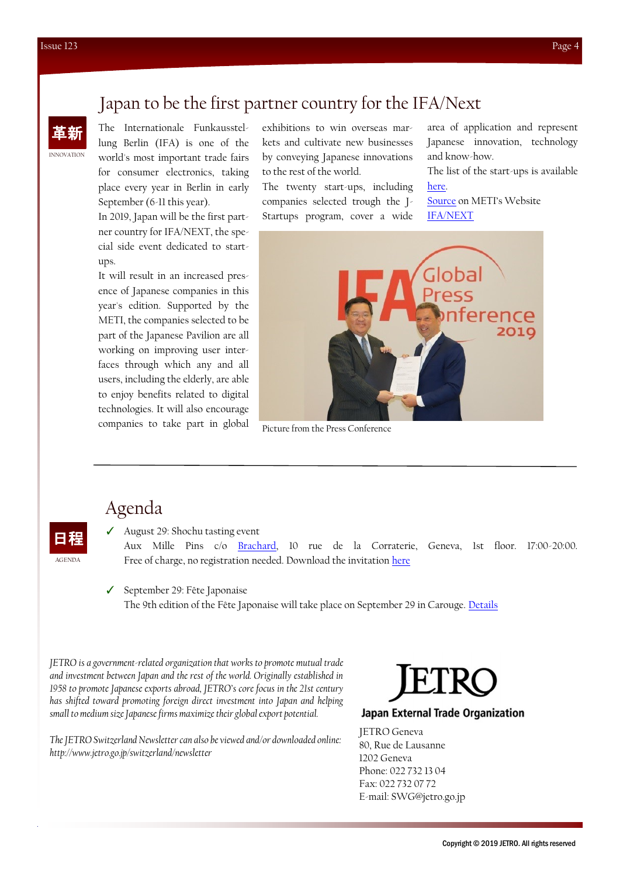## Japan to be the first partner country for the IFA/Next

革新

INNOVATION

The Internationale Funkausstellung Berlin (IFA) is one of the world's most important trade fairs for consumer electronics, taking place every year in Berlin in early September (6-11 this year).

In 2019, Japan will be the first partner country for IFA/NEXT, the special side event dedicated to start-ups.

It will result in an increased presence of Japanese companies in this year's edition. Supported by the METI, the companies selected to be part of the Japanese Pavilion are all working on improving user interfaces through which any and all users, including the elderly, are able to enjoy benefits related to digital technologies. It will also encourage companies to take part in global exhibitions to win overseas markets and cultivate new businesses by conveying Japanese innovations to the rest of the world.

The twenty start-ups, including companies selected trough the J-Startups program, cover a wide area of application and represent Japanese innovation, technology and know-how.

The list of the start-ups is available here.

Source on METI's Website

IFA/NEXT

Picture from the Press Conference

## Agenda

日程

AGENDA

- ✓ August 29: Shochu tasting event
  Aux Mille Pins c/o Brachard, 10 rue de la Corraterie, Geneva, 1st floor. 17:00-20:00. Free of charge, no registration needed. Download the invitation here

- ✓ September 29: Fête Japonaise
  The 9th edition of the Fête Japonaise will take place on September 29 in Carouge. Details

*JETRO is a government-related organization that works to promote mutual trade and investment between Japan and the rest of the world. Originally established in 1958 to promote Japanese exports abroad, JETRO's core focus in the 21st century has shifted toward promoting foreign direct investment into Japan and helping small to medium size Japanese firms maximize their global export potential.*

*The JETRO Switzerland Newsletter can also be viewed and/or downloaded online: http://www.jetro.go.jp/switzerland/newsletter*

JETRO

Japan External Trade Organization

JETRO Geneva
80, Rue de Lausanne
1202 Geneva
Phone: 022 732 13 04
Fax: 022 732 07 72
E-mail: SWG@jetro.go.jp

Copyright © 2019 JETRO. All rights reserved